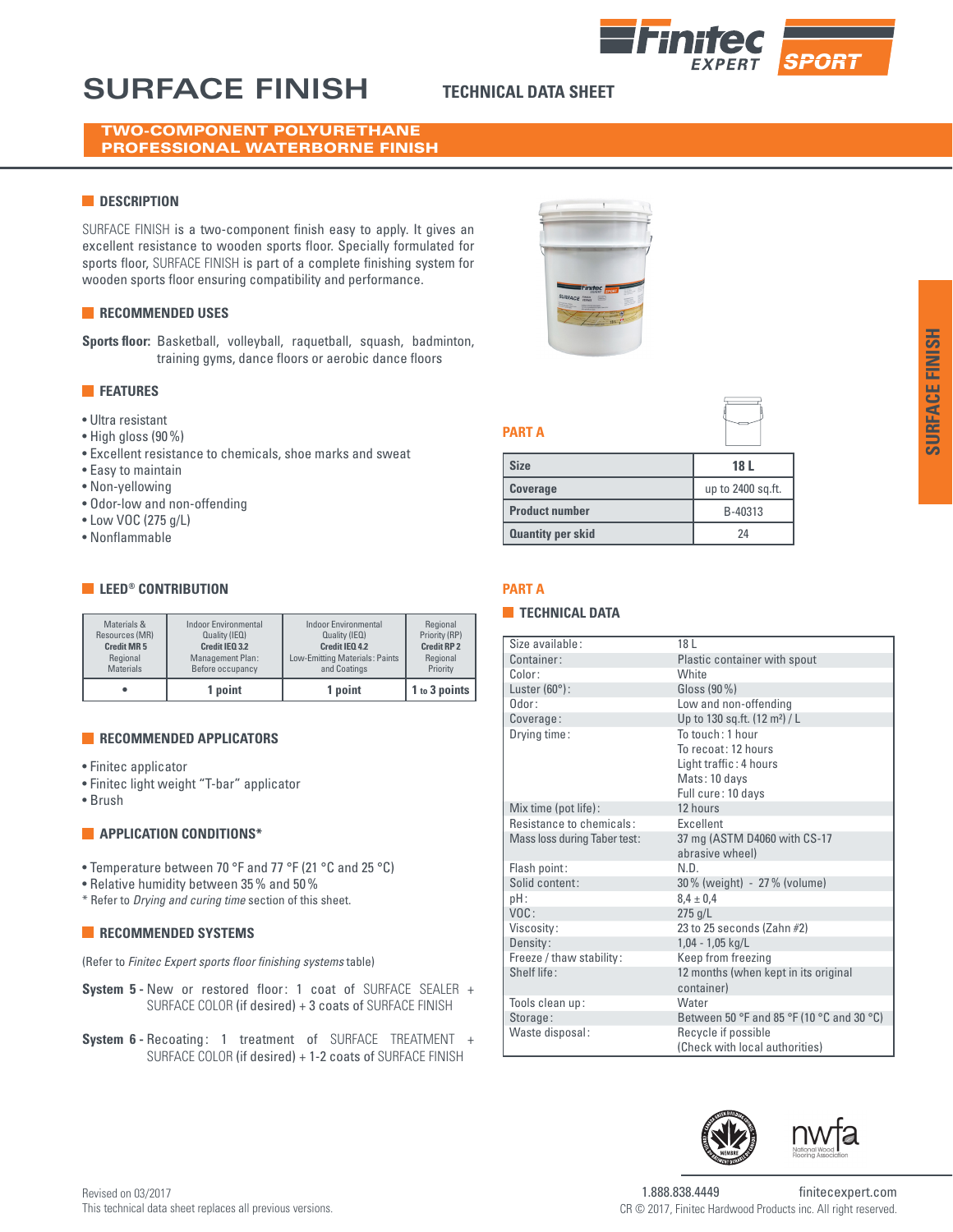# SURFACE FINISH

**TECHNICAL DATA SHEET**

## TWO-COMPONENT POLYURETHANE PROFESSIONAL WATERBORNE FINISH

### DESCRIPTION

SURFACE FINISH is a two-component finish easy to apply. It gives an excellent resistance to wooden sports floor. Specially formulated for sports floor, SURFACE FINISH is part of a complete finishing system for wooden sports floor ensuring compatibility and performance.

### RECOMMENDED USES

**Sports floor:** Basketball, volleyball, raquetball, squash, badminton, training gyms, dance floors or aerobic dance floors

### FEATURES

- Ultra resistant
- High gloss (90 %)
- Excellent resistance to chemicals, shoe marks and sweat
- Easy to maintain
- Non-yellowing
- Odor-low and non-offending
- Low VOC (275 g/L)
- Nonflammable

### LEED® CONTRIBUTION

| Materials & Resources (MR) **Credit MR 5** Regional Materials | Indoor Environmental Quality (IEQ) **Credit IEQ 3.2** Management Plan: Before occupancy | Indoor Environmental Quality (IEQ) **Credit IEQ 4.2** Low-Emitting Materials: Paints and Coatings | Regional Priority (RP) **Credit RP 2** Regional Priority |
|---|---|---|---|
| • | 1 point | 1 point | 1 to 3 points |

### RECOMMENDED APPLICATORS

- Finitec applicator
- Finitec light weight "T-bar" applicator
- Brush

### APPLICATION CONDITIONS*

- Temperature between 70 °F and 77 °F (21 °C and 25 °C)
- Relative humidity between 35 % and 50 %

\* Refer to *Drying and curing time* section of this sheet.

### RECOMMENDED SYSTEMS

(Refer to *Finitec Expert sports floor finishing systems* table)

**System 5 -** New or restored floor: 1 coat of SURFACE SEALER + SURFACE COLOR (if desired) + 3 coats of SURFACE FINISH

**System 6 -** Recoating: 1 treatment of SURFACE TREATMENT + SURFACE COLOR (if desired) + 1-2 coats of SURFACE FINISH

### PART A

| Size | 18 L |
|---|---|
| Coverage | up to 2400 sq.ft. |
| Product number | B-40313 |
| Quantity per skid | 24 |

### PART A

### TECHNICAL DATA

| | |
|---|---|
| Size available: | 18 L |
| Container: | Plastic container with spout |
| Color: | White |
| Luster (60°): | Gloss (90 %) |
| Odor: | Low and non-offending |
| Coverage: | Up to 130 sq.ft. (12 m²) / L |
| Drying time: | To touch: 1 hour<br>To recoat: 12 hours<br>Light traffic: 4 hours<br>Mats: 10 days<br>Full cure: 10 days |
| Mix time (pot life): | 12 hours |
| Resistance to chemicals: | Excellent |
| Mass loss during Taber test: | 37 mg (ASTM D4060 with CS-17 abrasive wheel) |
| Flash point: | N.D. |
| Solid content: | 30 % (weight) - 27 % (volume) |
| pH: | 8,4 ± 0,4 |
| VOC: | 275 g/L |
| Viscosity: | 23 to 25 seconds (Zahn #2) |
| Density: | 1,04 - 1,05 kg/L |
| Freeze / thaw stability: | Keep from freezing |
| Shelf life: | 12 months (when kept in its original container) |
| Tools clean up: | Water |
| Storage: | Between 50 °F and 85 °F (10 °C and 30 °C) |
| Waste disposal: | Recycle if possible (Check with local authorities) |

Revised on 03/2017
This technical data sheet replaces all previous versions.

1.888.838.4449 finitecexpert.com
CR © 2017, Finitec Hardwood Products inc. All right reserved.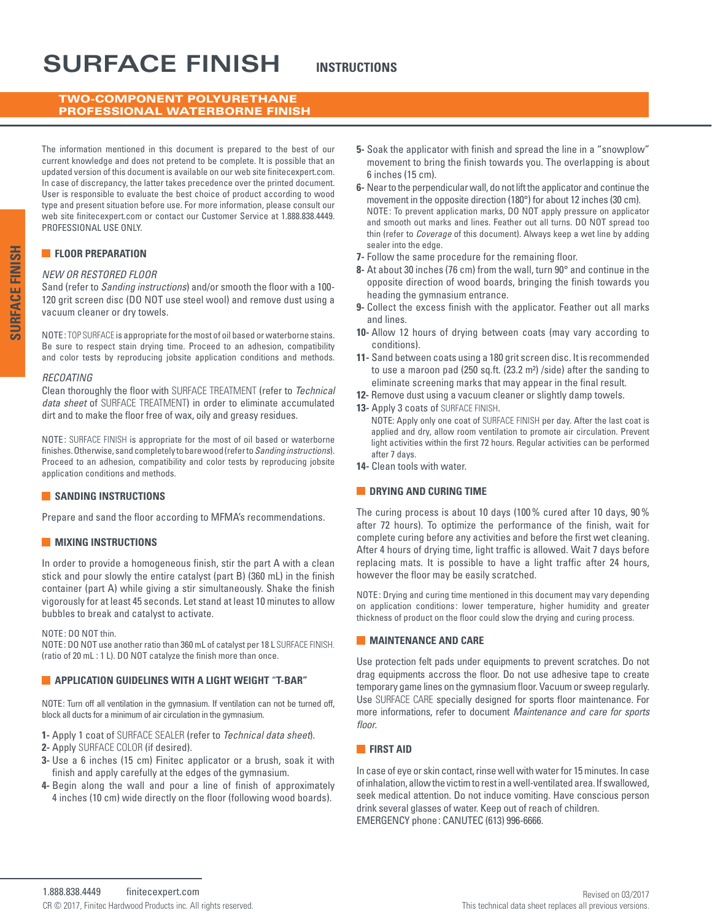# SURFACE FINISH INSTRUCTIONS

## TWO-COMPONENT POLYURETHANE PROFESSIONAL WATERBORNE FINISH

The information mentioned in this document is prepared to the best of our current knowledge and does not pretend to be complete. It is possible that an updated version of this document is available on our web site finitecexpert.com. In case of discrepancy, the latter takes precedence over the printed document. User is responsible to evaluate the best choice of product according to wood type and present situation before use. For more information, please consult our web site finitecexpert.com or contact our Customer Service at 1.888.838.4449. PROFESSIONAL USE ONLY.

### FLOOR PREPARATION

*NEW OR RESTORED FLOOR*

Sand (refer to *Sanding instructions*) and/or smooth the floor with a 100-120 grit screen disc (DO NOT use steel wool) and remove dust using a vacuum cleaner or dry towels.

NOTE: TOP SURFACE is appropriate for the most of oil based or waterborne stains. Be sure to respect stain drying time. Proceed to an adhesion, compatibility and color tests by reproducing jobsite application conditions and methods.

*RECOATING*

Clean thoroughly the floor with SURFACE TREATMENT (refer to *Technical data sheet* of SURFACE TREATMENT) in order to eliminate accumulated dirt and to make the floor free of wax, oily and greasy residues.

NOTE: SURFACE FINISH is appropriate for the most of oil based or waterborne finishes. Otherwise, sand completely to bare wood (refer to *Sanding instructions*). Proceed to an adhesion, compatibility and color tests by reproducing jobsite application conditions and methods.

### SANDING INSTRUCTIONS

Prepare and sand the floor according to MFMA's recommendations.

### MIXING INSTRUCTIONS

In order to provide a homogeneous finish, stir the part A with a clean stick and pour slowly the entire catalyst (part B) (360 mL) in the finish container (part A) while giving a stir simultaneously. Shake the finish vigorously for at least 45 seconds. Let stand at least 10 minutes to allow bubbles to break and catalyst to activate.

NOTE: DO NOT thin.
NOTE: DO NOT use another ratio than 360 mL of catalyst per 18 L SURFACE FINISH. (ratio of 20 mL : 1 L). DO NOT catalyze the finish more than once.

### APPLICATION GUIDELINES WITH A LIGHT WEIGHT "T-BAR"

NOTE: Turn off all ventilation in the gymnasium. If ventilation can not be turned off, block all ducts for a minimum of air circulation in the gymnasium.

1- Apply 1 coat of SURFACE SEALER (refer to *Technical data sheet*).
2- Apply SURFACE COLOR (if desired).
3- Use a 6 inches (15 cm) Finitec applicator or a brush, soak it with finish and apply carefully at the edges of the gymnasium.
4- Begin along the wall and pour a line of finish of approximately 4 inches (10 cm) wide directly on the floor (following wood boards).
5- Soak the applicator with finish and spread the line in a "snowplow" movement to bring the finish towards you. The overlapping is about 6 inches (15 cm).
6- Near to the perpendicular wall, do not lift the applicator and continue the movement in the opposite direction (180°) for about 12 inches (30 cm).
NOTE: To prevent application marks, DO NOT apply pressure on applicator and smooth out marks and lines. Feather out all turns. DO NOT spread too thin (refer to *Coverage* of this document). Always keep a wet line by adding sealer into the edge.
7- Follow the same procedure for the remaining floor.
8- At about 30 inches (76 cm) from the wall, turn 90° and continue in the opposite direction of wood boards, bringing the finish towards you heading the gymnasium entrance.
9- Collect the excess finish with the applicator. Feather out all marks and lines.
10- Allow 12 hours of drying between coats (may vary according to conditions).
11- Sand between coats using a 180 grit screen disc. It is recommended to use a maroon pad (250 sq.ft. (23.2 m²) /side) after the sanding to eliminate screening marks that may appear in the final result.
12- Remove dust using a vacuum cleaner or slightly damp towels.
13- Apply 3 coats of SURFACE FINISH.
NOTE: Apply only one coat of SURFACE FINISH per day. After the last coat is applied and dry, allow room ventilation to promote air circulation. Prevent light activities within the first 72 hours. Regular activities can be performed after 7 days.
14- Clean tools with water.

### DRYING AND CURING TIME

The curing process is about 10 days (100 % cured after 10 days, 90 % after 72 hours). To optimize the performance of the finish, wait for complete curing before any activities and before the first wet cleaning. After 4 hours of drying time, light traffic is allowed. Wait 7 days before replacing mats. It is possible to have a light traffic after 24 hours, however the floor may be easily scratched.

NOTE: Drying and curing time mentioned in this document may vary depending on application conditions: lower temperature, higher humidity and greater thickness of product on the floor could slow the drying and curing process.

### MAINTENANCE AND CARE

Use protection felt pads under equipments to prevent scratches. Do not drag equipments accross the floor. Do not use adhesive tape to create temporary game lines on the gymnasium floor. Vacuum or sweep regularly. Use SURFACE CARE specially designed for sports floor maintenance. For more informations, refer to document *Maintenance and care for sports floor*.

### FIRST AID

In case of eye or skin contact, rinse well with water for 15 minutes. In case of inhalation, allow the victim to rest in a well-ventilated area. If swallowed, seek medical attention. Do not induce vomiting. Have conscious person drink several glasses of water. Keep out of reach of children.
EMERGENCY phone: CANUTEC (613) 996-6666.

1.888.838.4449 finitecexpert.com
CR © 2017, Finitec Hardwood Products inc. All rights reserved.

Revised on 03/2017
This technical data sheet replaces all previous versions.